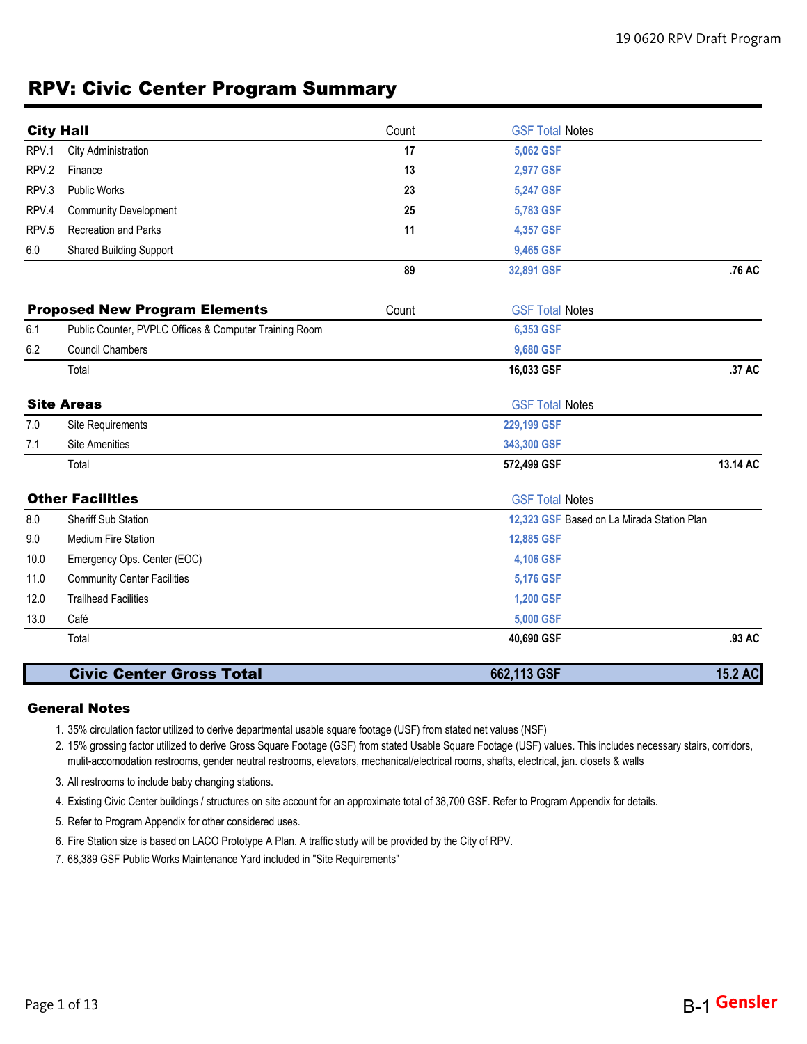# RPV: Civic Center Program Summary

| City Hall | | Count | GSF Total | Notes |
|---|---|---|---|---|
| RPV.1 | City Administration | 17 | 5,062 GSF | |
| RPV.2 | Finance | 13 | 2,977 GSF | |
| RPV.3 | Public Works | 23 | 5,247 GSF | |
| RPV.4 | Community Development | 25 | 5,783 GSF | |
| RPV.5 | Recreation and Parks | 11 | 4,357 GSF | |
| 6.0 | Shared Building Support | | 9,465 GSF | |
| | | 89 | 32,891 GSF | .76 AC |

| Proposed New Program Elements | | Count | GSF Total | Notes |
|---|---|---|---|---|
| 6.1 | Public Counter, PVPLC Offices & Computer Training Room | | 6,353 GSF | |
| 6.2 | Council Chambers | | 9,680 GSF | |
| | Total | | 16,033 GSF | .37 AC |

| Site Areas | | GSF Total | Notes |
|---|---|---|---|
| 7.0 | Site Requirements | 229,199 GSF | |
| 7.1 | Site Amenities | 343,300 GSF | |
| | Total | 572,499 GSF | 13.14 AC |

| Other Facilities | | GSF Total | Notes |
|---|---|---|---|
| 8.0 | Sheriff Sub Station | 12,323 GSF | Based on La Mirada Station Plan |
| 9.0 | Medium Fire Station | 12,885 GSF | |
| 10.0 | Emergency Ops. Center (EOC) | 4,106 GSF | |
| 11.0 | Community Center Facilities | 5,176 GSF | |
| 12.0 | Trailhead Facilities | 1,200 GSF | |
| 13.0 | Café | 5,000 GSF | |
| | Total | 40,690 GSF | .93 AC |

| Civic Center Gross Total | 662,113 GSF | 15.2 AC |
|---|---|---|

### General Notes

1. 35% circulation factor utilized to derive departmental usable square footage (USF) from stated net values (NSF)
2. 15% grossing factor utilized to derive Gross Square Footage (GSF) from stated Usable Square Footage (USF) values. This includes necessary stairs, corridors, mulit-accomodation restrooms, gender neutral restrooms, elevators, mechanical/electrical rooms, shafts, electrical, jan. closets & walls
3. All restrooms to include baby changing stations.
4. Existing Civic Center buildings / structures on site account for an approximate total of 38,700 GSF. Refer to Program Appendix for details.
5. Refer to Program Appendix for other considered uses.
6. Fire Station size is based on LACO Prototype A Plan. A traffic study will be provided by the City of RPV.
7. 68,389 GSF Public Works Maintenance Yard included in "Site Requirements"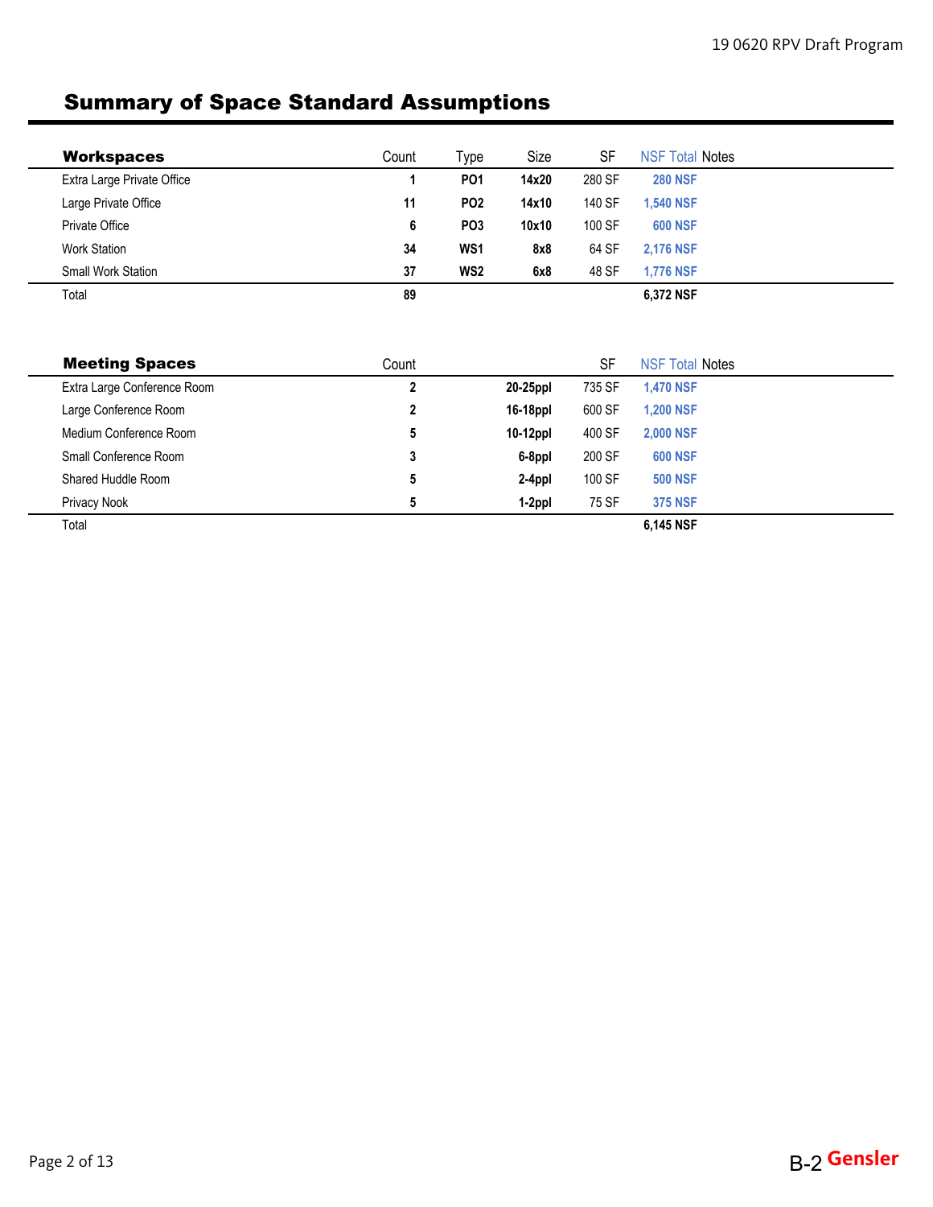# Summary of Space Standard Assumptions

| Workspaces | Count | Type | Size | SF | NSF Total | Notes |
|---|---|---|---|---|---|---|
| Extra Large Private Office | **1** | **PO1** | **14x20** | 280 SF | **280 NSF** | |
| Large Private Office | **11** | **PO2** | **14x10** | 140 SF | **1,540 NSF** | |
| Private Office | **6** | **PO3** | **10x10** | 100 SF | **600 NSF** | |
| Work Station | **34** | **WS1** | **8x8** | 64 SF | **2,176 NSF** | |
| Small Work Station | **37** | **WS2** | **6x8** | 48 SF | **1,776 NSF** | |
| Total | **89** | | | | **6,372 NSF** | |

| Meeting Spaces | Count | | SF | NSF Total | Notes |
|---|---|---|---|---|---|
| Extra Large Conference Room | **2** | **20-25ppl** | 735 SF | **1,470 NSF** | |
| Large Conference Room | **2** | **16-18ppl** | 600 SF | **1,200 NSF** | |
| Medium Conference Room | **5** | **10-12ppl** | 400 SF | **2,000 NSF** | |
| Small Conference Room | **3** | **6-8ppl** | 200 SF | **600 NSF** | |
| Shared Huddle Room | **5** | **2-4ppl** | 100 SF | **500 NSF** | |
| Privacy Nook | **5** | **1-2ppl** | 75 SF | **375 NSF** | |
| Total | | | | **6,145 NSF** | |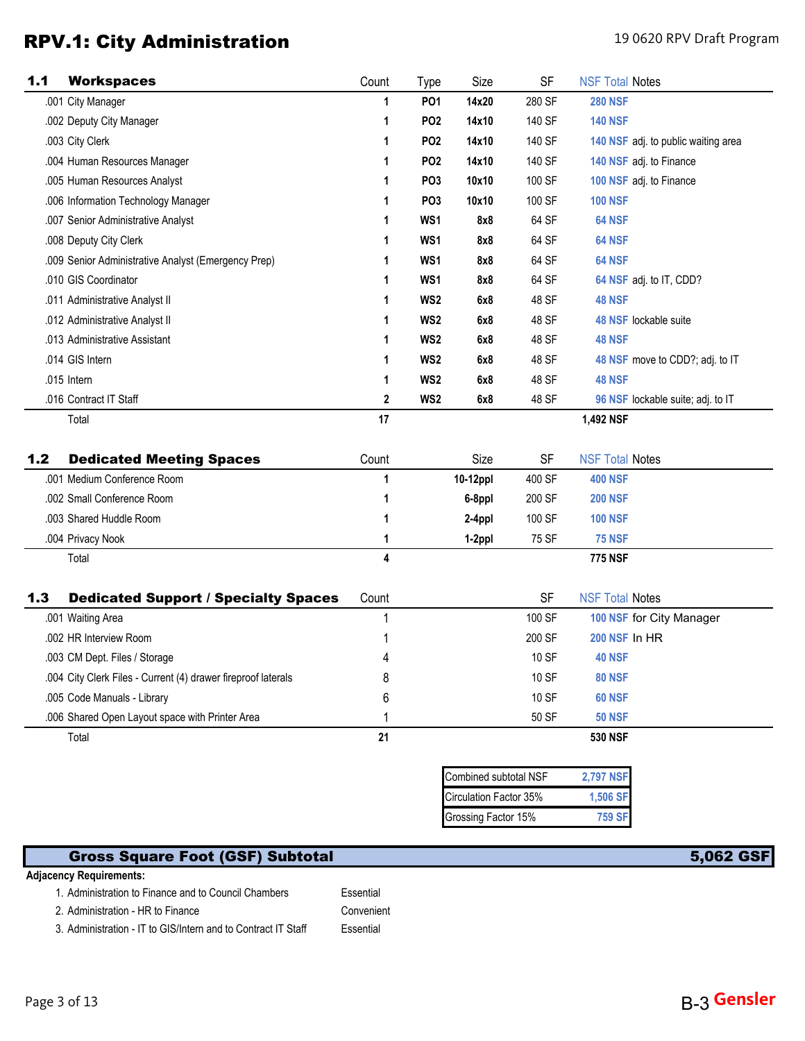# RPV.1: City Administration

## 1.1 Workspaces

| 1.1 Workspaces | Count | Type | Size | SF | NSF Total | Notes |
|---|---|---|---|---|---|---|
| .001 City Manager | 1 | PO1 | 14x20 | 280 SF | 280 NSF | |
| .002 Deputy City Manager | 1 | PO2 | 14x10 | 140 SF | 140 NSF | |
| .003 City Clerk | 1 | PO2 | 14x10 | 140 SF | 140 NSF | adj. to public waiting area |
| .004 Human Resources Manager | 1 | PO2 | 14x10 | 140 SF | 140 NSF | adj. to Finance |
| .005 Human Resources Analyst | 1 | PO3 | 10x10 | 100 SF | 100 NSF | adj. to Finance |
| .006 Information Technology Manager | 1 | PO3 | 10x10 | 100 SF | 100 NSF | |
| .007 Senior Administrative Analyst | 1 | WS1 | 8x8 | 64 SF | 64 NSF | |
| .008 Deputy City Clerk | 1 | WS1 | 8x8 | 64 SF | 64 NSF | |
| .009 Senior Administrative Analyst (Emergency Prep) | 1 | WS1 | 8x8 | 64 SF | 64 NSF | |
| .010 GIS Coordinator | 1 | WS1 | 8x8 | 64 SF | 64 NSF | adj. to IT, CDD? |
| .011 Administrative Analyst II | 1 | WS2 | 6x8 | 48 SF | 48 NSF | |
| .012 Administrative Analyst II | 1 | WS2 | 6x8 | 48 SF | 48 NSF | lockable suite |
| .013 Administrative Assistant | 1 | WS2 | 6x8 | 48 SF | 48 NSF | |
| .014 GIS Intern | 1 | WS2 | 6x8 | 48 SF | 48 NSF | move to CDD?; adj. to IT |
| .015 Intern | 1 | WS2 | 6x8 | 48 SF | 48 NSF | |
| .016 Contract IT Staff | 2 | WS2 | 6x8 | 48 SF | 96 NSF | lockable suite; adj. to IT |
| Total | 17 | | | | 1,492 NSF | |

## 1.2 Dedicated Meeting Spaces

| 1.2 Dedicated Meeting Spaces | Count | Size | SF | NSF Total | Notes |
|---|---|---|---|---|---|
| .001 Medium Conference Room | 1 | 10-12ppl | 400 SF | 400 NSF | |
| .002 Small Conference Room | 1 | 6-8ppl | 200 SF | 200 NSF | |
| .003 Shared Huddle Room | 1 | 2-4ppl | 100 SF | 100 NSF | |
| .004 Privacy Nook | 1 | 1-2ppl | 75 SF | 75 NSF | |
| Total | 4 | | | 775 NSF | |

## 1.3 Dedicated Support / Specialty Spaces

| 1.3 Dedicated Support / Specialty Spaces | Count | SF | NSF Total | Notes |
|---|---|---|---|---|
| .001 Waiting Area | 1 | 100 SF | 100 NSF | for City Manager |
| .002 HR Interview Room | 1 | 200 SF | 200 NSF | In HR |
| .003 CM Dept. Files / Storage | 4 | 10 SF | 40 NSF | |
| .004 City Clerk Files - Current (4) drawer fireproof laterals | 8 | 10 SF | 80 NSF | |
| .005 Code Manuals - Library | 6 | 10 SF | 60 NSF | |
| .006 Shared Open Layout space with Printer Area | 1 | 50 SF | 50 NSF | |
| Total | 21 | | 530 NSF | |

| | |
|---|---|
| Combined subtotal NSF | 2,797 NSF |
| Circulation Factor 35% | 1,506 SF |
| Grossing Factor 15% | 759 SF |

## Gross Square Foot (GSF) Subtotal — 5,062 GSF

**Adjacency Requirements:**

1. Administration to Finance and to Council Chambers — Essential
2. Administration - HR to Finance — Convenient
3. Administration - IT to GIS/Intern and to Contract IT Staff — Essential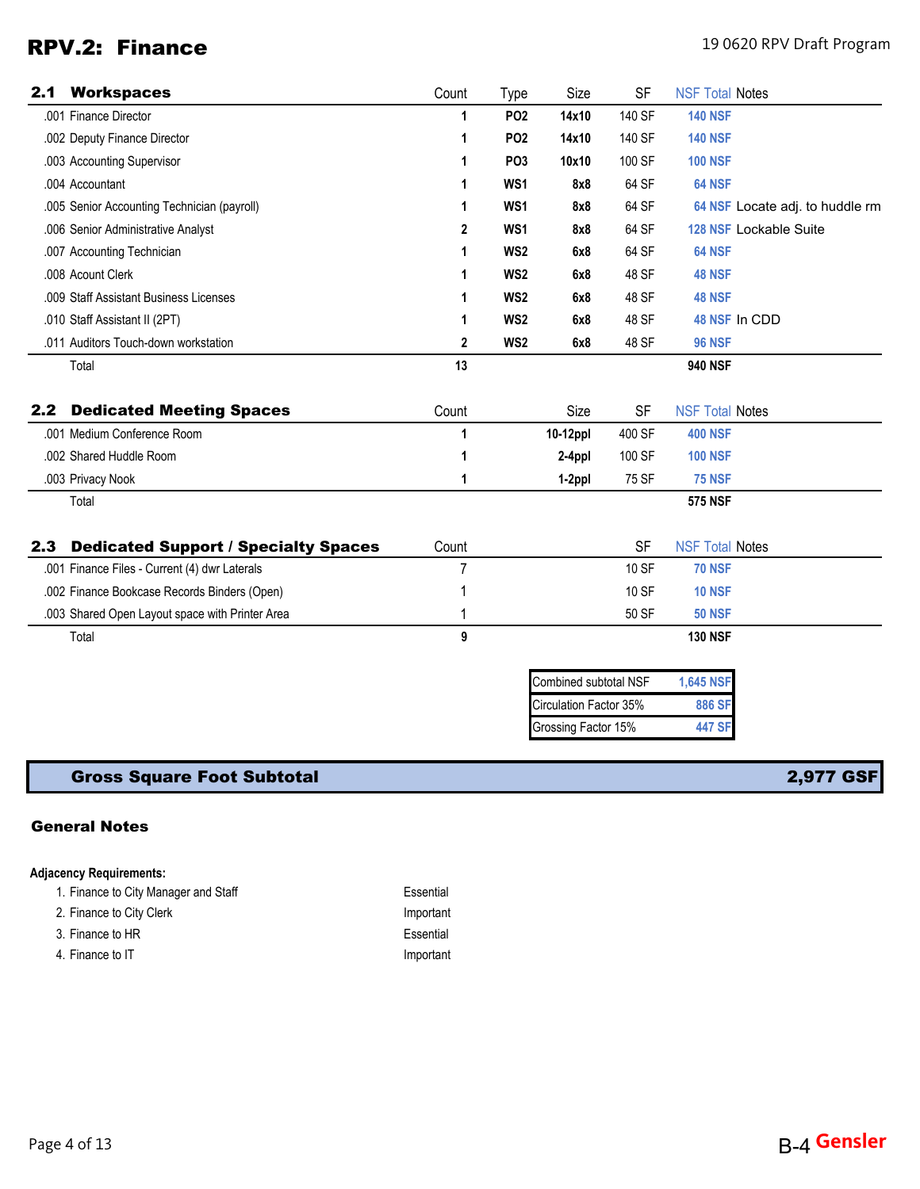# RPV.2: Finance

## 2.1 Workspaces

| 2.1 Workspaces | Count | Type | Size | SF | NSF Total | Notes |
|---|---|---|---|---|---|---|
| .001 Finance Director | 1 | PO2 | 14x10 | 140 SF | 140 NSF | |
| .002 Deputy Finance Director | 1 | PO2 | 14x10 | 140 SF | 140 NSF | |
| .003 Accounting Supervisor | 1 | PO3 | 10x10 | 100 SF | 100 NSF | |
| .004 Accountant | 1 | WS1 | 8x8 | 64 SF | 64 NSF | |
| .005 Senior Accounting Technician (payroll) | 1 | WS1 | 8x8 | 64 SF | 64 NSF | Locate adj. to huddle rm |
| .006 Senior Administrative Analyst | 2 | WS1 | 8x8 | 64 SF | 128 NSF | Lockable Suite |
| .007 Accounting Technician | 1 | WS2 | 6x8 | 64 SF | 64 NSF | |
| .008 Acount Clerk | 1 | WS2 | 6x8 | 48 SF | 48 NSF | |
| .009 Staff Assistant Business Licenses | 1 | WS2 | 6x8 | 48 SF | 48 NSF | |
| .010 Staff Assistant II (2PT) | 1 | WS2 | 6x8 | 48 SF | 48 NSF | In CDD |
| .011 Auditors Touch-down workstation | 2 | WS2 | 6x8 | 48 SF | 96 NSF | |
| Total | 13 | | | | 940 NSF | |

## 2.2 Dedicated Meeting Spaces

| 2.2 Dedicated Meeting Spaces | Count | Size | SF | NSF Total | Notes |
|---|---|---|---|---|---|
| .001 Medium Conference Room | 1 | 10-12ppl | 400 SF | 400 NSF | |
| .002 Shared Huddle Room | 1 | 2-4ppl | 100 SF | 100 NSF | |
| .003 Privacy Nook | 1 | 1-2ppl | 75 SF | 75 NSF | |
| Total | | | | 575 NSF | |

## 2.3 Dedicated Support / Specialty Spaces

| 2.3 Dedicated Support / Specialty Spaces | Count | SF | NSF Total | Notes |
|---|---|---|---|---|
| .001 Finance Files - Current (4) dwr Laterals | 7 | 10 SF | 70 NSF | |
| .002 Finance Bookcase Records Binders (Open) | 1 | 10 SF | 10 NSF | |
| .003 Shared Open Layout space with Printer Area | 1 | 50 SF | 50 NSF | |
| Total | 9 | | 130 NSF | |

| | |
|---|---|
| Combined subtotal NSF | 1,645 NSF |
| Circulation Factor 35% | 886 SF |
| Grossing Factor 15% | 447 SF |

| Gross Square Foot Subtotal | 2,977 GSF |
|---|---|

## General Notes

**Adjacency Requirements:**

| | |
|---|---|
| 1. Finance to City Manager and Staff | Essential |
| 2. Finance to City Clerk | Important |
| 3. Finance to HR | Essential |
| 4. Finance to IT | Important |

B-4 Gensler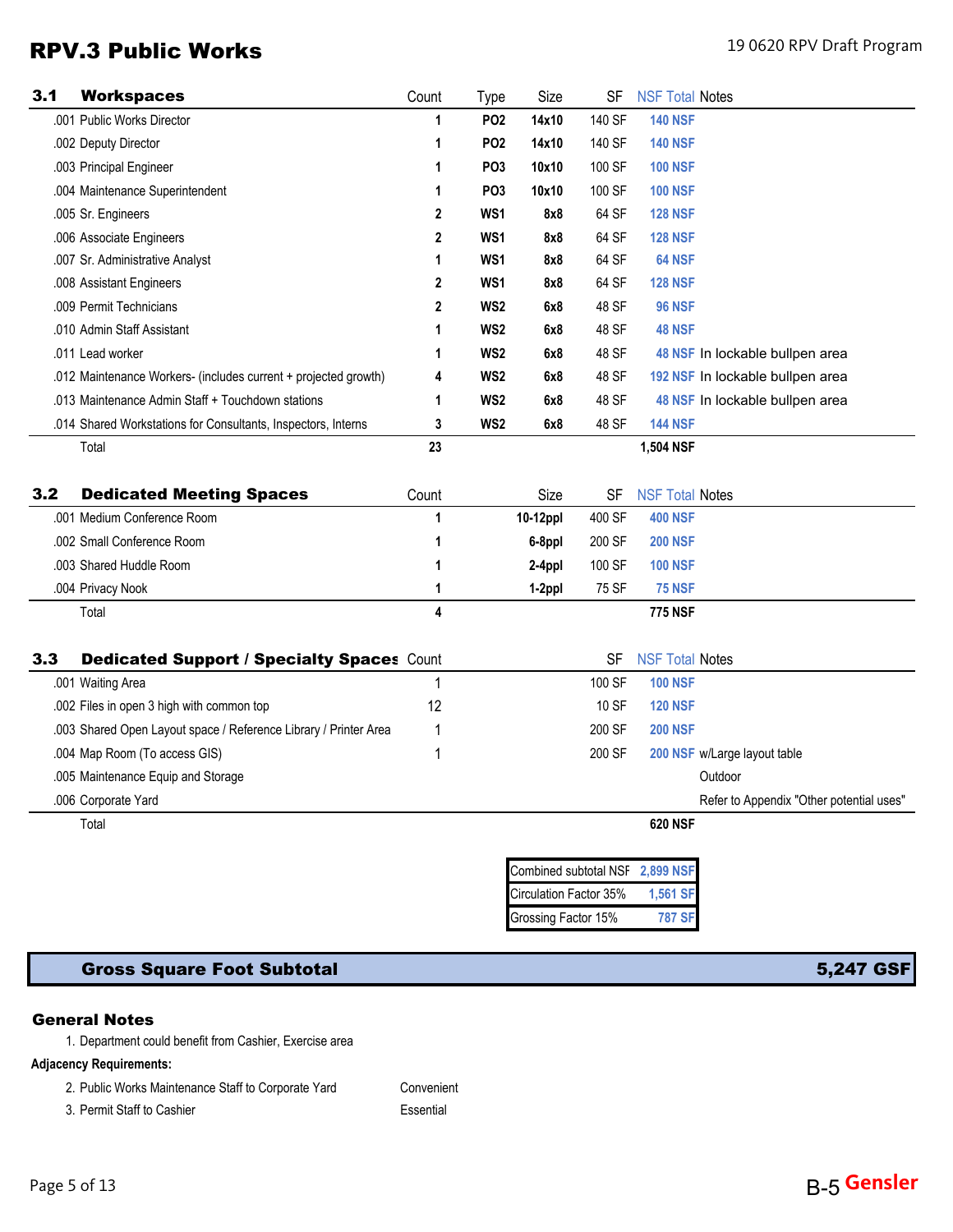# RPV.3 Public Works

19 0620 RPV Draft Program

| 3.1 Workspaces | Count | Type | Size | SF | NSF Total | Notes |
|---|---|---|---|---|---|---|
| .001 Public Works Director | 1 | PO2 | 14x10 | 140 SF | 140 NSF | |
| .002 Deputy Director | 1 | PO2 | 14x10 | 140 SF | 140 NSF | |
| .003 Principal Engineer | 1 | PO3 | 10x10 | 100 SF | 100 NSF | |
| .004 Maintenance Superintendent | 1 | PO3 | 10x10 | 100 SF | 100 NSF | |
| .005 Sr. Engineers | 2 | WS1 | 8x8 | 64 SF | 128 NSF | |
| .006 Associate Engineers | 2 | WS1 | 8x8 | 64 SF | 128 NSF | |
| .007 Sr. Administrative Analyst | 1 | WS1 | 8x8 | 64 SF | 64 NSF | |
| .008 Assistant Engineers | 2 | WS1 | 8x8 | 64 SF | 128 NSF | |
| .009 Permit Technicians | 2 | WS2 | 6x8 | 48 SF | 96 NSF | |
| .010 Admin Staff Assistant | 1 | WS2 | 6x8 | 48 SF | 48 NSF | |
| .011 Lead worker | 1 | WS2 | 6x8 | 48 SF | 48 NSF | In lockable bullpen area |
| .012 Maintenance Workers- (includes current + projected growth) | 4 | WS2 | 6x8 | 48 SF | 192 NSF | In lockable bullpen area |
| .013 Maintenance Admin Staff + Touchdown stations | 1 | WS2 | 6x8 | 48 SF | 48 NSF | In lockable bullpen area |
| .014 Shared Workstations for Consultants, Inspectors, Interns | 3 | WS2 | 6x8 | 48 SF | 144 NSF | |
| Total | 23 | | | | 1,504 NSF | |

| 3.2 Dedicated Meeting Spaces | Count | Size | SF | NSF Total | Notes |
|---|---|---|---|---|---|
| .001 Medium Conference Room | 1 | 10-12ppl | 400 SF | 400 NSF | |
| .002 Small Conference Room | 1 | 6-8ppl | 200 SF | 200 NSF | |
| .003 Shared Huddle Room | 1 | 2-4ppl | 100 SF | 100 NSF | |
| .004 Privacy Nook | 1 | 1-2ppl | 75 SF | 75 NSF | |
| Total | 4 | | | 775 NSF | |

| 3.3 Dedicated Support / Specialty Spaces | Count | SF | NSF Total | Notes |
|---|---|---|---|---|
| .001 Waiting Area | 1 | 100 SF | 100 NSF | |
| .002 Files in open 3 high with common top | 12 | 10 SF | 120 NSF | |
| .003 Shared Open Layout space / Reference Library / Printer Area | 1 | 200 SF | 200 NSF | |
| .004 Map Room (To access GIS) | 1 | 200 SF | 200 NSF | w/Large layout table |
| .005 Maintenance Equip and Storage | | | | Outdoor |
| .006 Corporate Yard | | | | Refer to Appendix "Other potential uses" |
| Total | | | 620 NSF | |

| | |
|---|---|
| Combined subtotal NSF | 2,899 NSF |
| Circulation Factor 35% | 1,561 SF |
| Grossing Factor 15% | 787 SF |

**Gross Square Foot Subtotal** **5,247 GSF**

### General Notes

1. Department could benefit from Cashier, Exercise area

**Adjacency Requirements:**

| | |
|---|---|
| 2. Public Works Maintenance Staff to Corporate Yard | Convenient |
| 3. Permit Staff to Cashier | Essential |

B-5 Gensler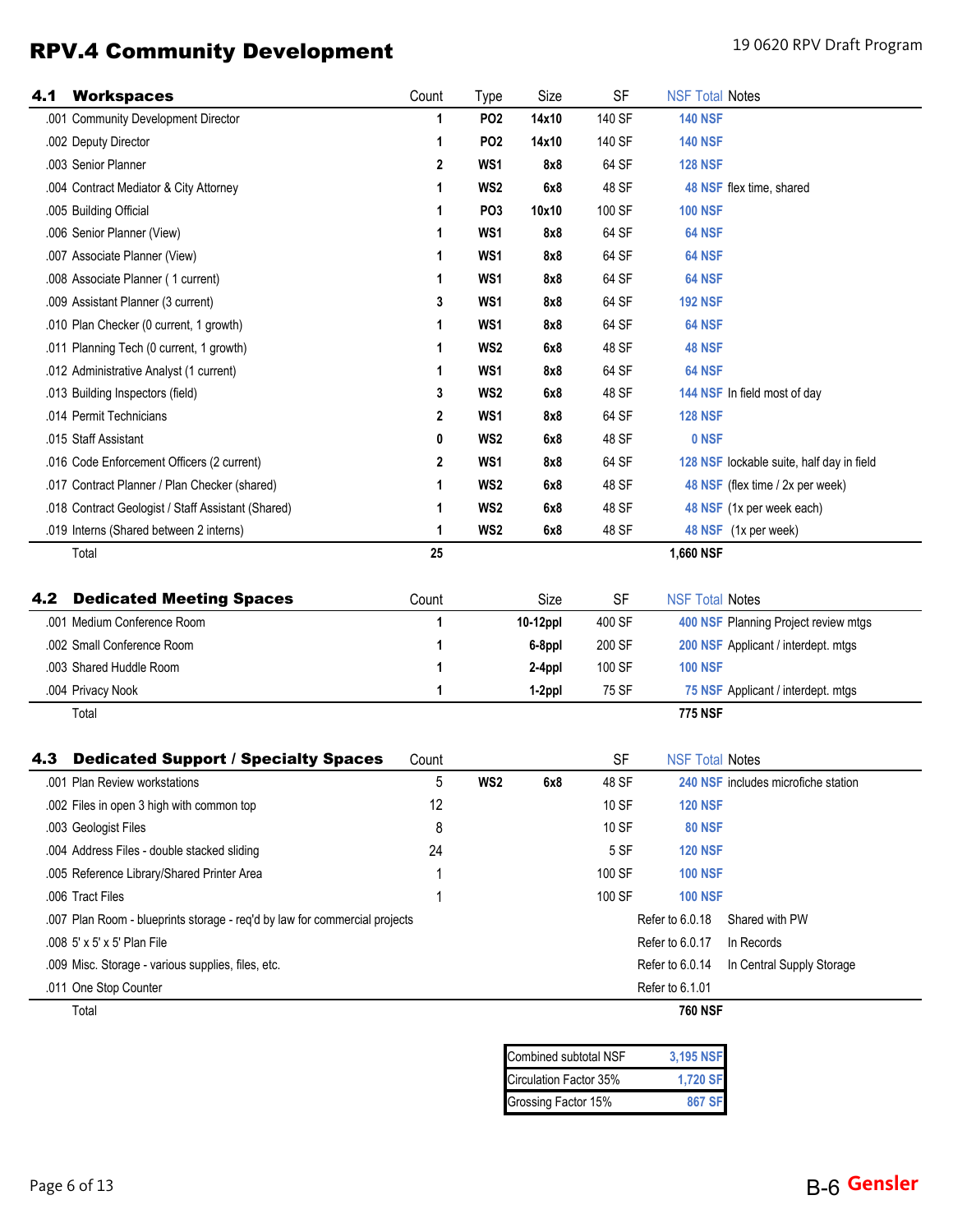# RPV.4 Community Development

## 4.1 Workspaces

| | Count | Type | Size | SF | NSF Total | Notes |
|---|---|---|---|---|---|---|
| .001 Community Development Director | 1 | PO2 | 14x10 | 140 SF | 140 NSF | |
| .002 Deputy Director | 1 | PO2 | 14x10 | 140 SF | 140 NSF | |
| .003 Senior Planner | 2 | WS1 | 8x8 | 64 SF | 128 NSF | |
| .004 Contract Mediator & City Attorney | 1 | WS2 | 6x8 | 48 SF | 48 NSF | flex time, shared |
| .005 Building Official | 1 | PO3 | 10x10 | 100 SF | 100 NSF | |
| .006 Senior Planner (View) | 1 | WS1 | 8x8 | 64 SF | 64 NSF | |
| .007 Associate Planner (View) | 1 | WS1 | 8x8 | 64 SF | 64 NSF | |
| .008 Associate Planner ( 1 current) | 1 | WS1 | 8x8 | 64 SF | 64 NSF | |
| .009 Assistant Planner (3 current) | 3 | WS1 | 8x8 | 64 SF | 192 NSF | |
| .010 Plan Checker (0 current, 1 growth) | 1 | WS1 | 8x8 | 64 SF | 64 NSF | |
| .011 Planning Tech (0 current, 1 growth) | 1 | WS2 | 6x8 | 48 SF | 48 NSF | |
| .012 Administrative Analyst (1 current) | 1 | WS1 | 8x8 | 64 SF | 64 NSF | |
| .013 Building Inspectors (field) | 3 | WS2 | 6x8 | 48 SF | 144 NSF | In field most of day |
| .014 Permit Technicians | 2 | WS1 | 8x8 | 64 SF | 128 NSF | |
| .015 Staff Assistant | 0 | WS2 | 6x8 | 48 SF | 0 NSF | |
| .016 Code Enforcement Officers (2 current) | 2 | WS1 | 8x8 | 64 SF | 128 NSF | lockable suite, half day in field |
| .017 Contract Planner / Plan Checker (shared) | 1 | WS2 | 6x8 | 48 SF | 48 NSF | (flex time / 2x per week) |
| .018 Contract Geologist / Staff Assistant (Shared) | 1 | WS2 | 6x8 | 48 SF | 48 NSF | (1x per week each) |
| .019 Interns (Shared between 2 interns) | 1 | WS2 | 6x8 | 48 SF | 48 NSF | (1x per week) |
| Total | 25 | | | | 1,660 NSF | |

## 4.2 Dedicated Meeting Spaces

| | Count | Size | SF | NSF Total | Notes |
|---|---|---|---|---|---|
| .001 Medium Conference Room | 1 | 10-12ppl | 400 SF | 400 NSF | Planning Project review mtgs |
| .002 Small Conference Room | 1 | 6-8ppl | 200 SF | 200 NSF | Applicant / interdept. mtgs |
| .003 Shared Huddle Room | 1 | 2-4ppl | 100 SF | 100 NSF | |
| .004 Privacy Nook | 1 | 1-2ppl | 75 SF | 75 NSF | Applicant / interdept. mtgs |
| Total | | | | 775 NSF | |

## 4.3 Dedicated Support / Specialty Spaces

| | Count | Type | Size | SF | NSF Total | Notes |
|---|---|---|---|---|---|---|
| .001 Plan Review workstations | 5 | WS2 | 6x8 | 48 SF | 240 NSF | includes microfiche station |
| .002 Files in open 3 high with common top | 12 | | | 10 SF | 120 NSF | |
| .003 Geologist Files | 8 | | | 10 SF | 80 NSF | |
| .004 Address Files - double stacked sliding | 24 | | | 5 SF | 120 NSF | |
| .005 Reference Library/Shared Printer Area | 1 | | | 100 SF | 100 NSF | |
| .006 Tract Files | 1 | | | 100 SF | 100 NSF | |
| .007 Plan Room - blueprints storage - req'd by law for commercial projects | | | | | Refer to 6.0.18 | Shared with PW |
| .008 5' x 5' x 5' Plan File | | | | | Refer to 6.0.17 | In Records |
| .009 Misc. Storage - various supplies, files, etc. | | | | | Refer to 6.0.14 | In Central Supply Storage |
| .011 One Stop Counter | | | | | Refer to 6.1.01 | |
| Total | | | | | 760 NSF | |

| | |
|---|---|
| Combined subtotal NSF | 3,195 NSF |
| Circulation Factor 35% | 1,720 SF |
| Grossing Factor 15% | 867 SF |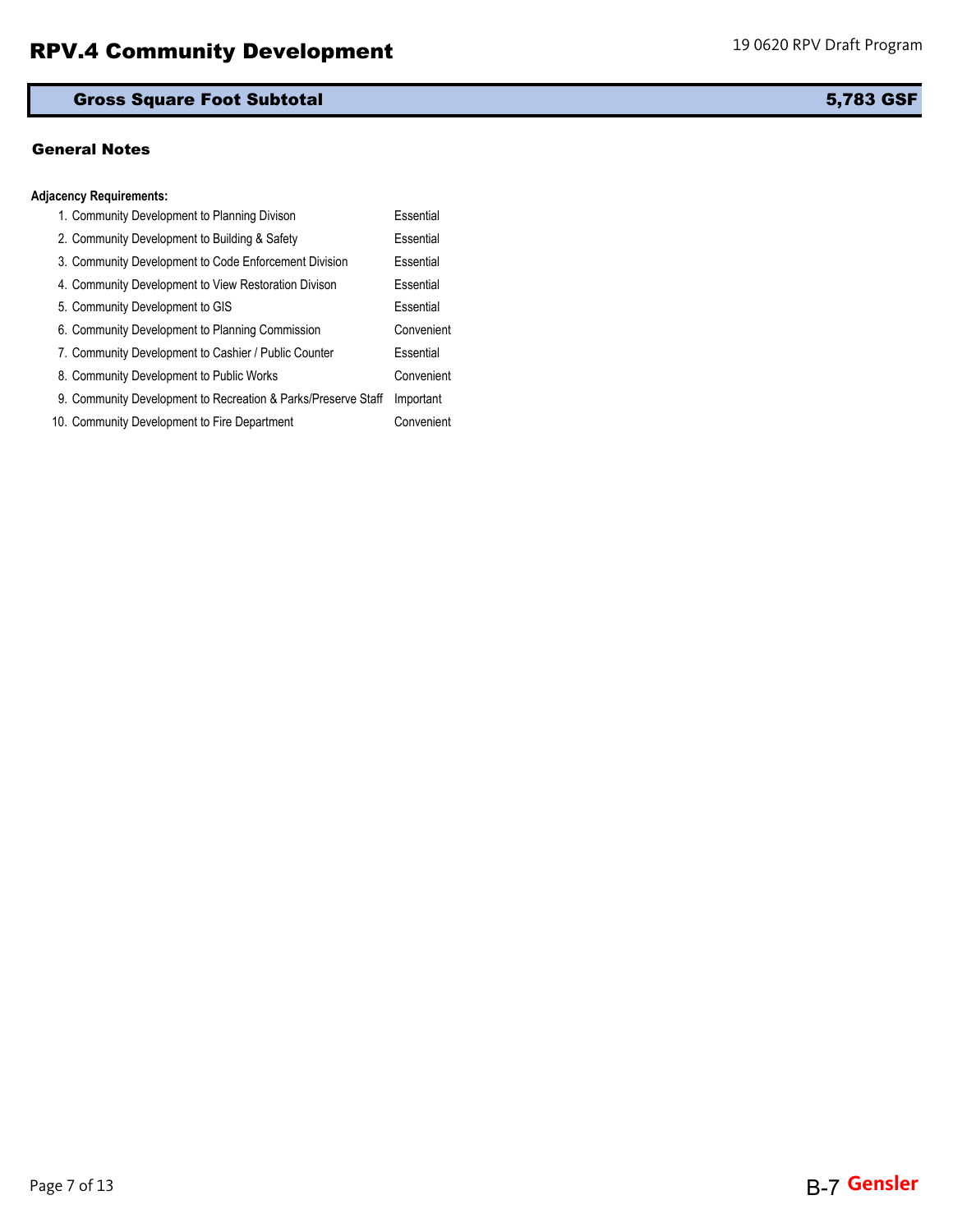# RPV.4 Community Development

| Gross Square Foot Subtotal | 5,783 GSF |
| --- | --- |

## General Notes

**Adjacency Requirements:**

| | Adjacency | Requirement |
| --- | --- | --- |
| 1. | Community Development to Planning Divison | Essential |
| 2. | Community Development to Building & Safety | Essential |
| 3. | Community Development to Code Enforcement Division | Essential |
| 4. | Community Development to View Restoration Divison | Essential |
| 5. | Community Development to GIS | Essential |
| 6. | Community Development to Planning Commission | Convenient |
| 7. | Community Development to Cashier / Public Counter | Essential |
| 8. | Community Development to Public Works | Convenient |
| 9. | Community Development to Recreation & Parks/Preserve Staff | Important |
| 10. | Community Development to Fire Department | Convenient |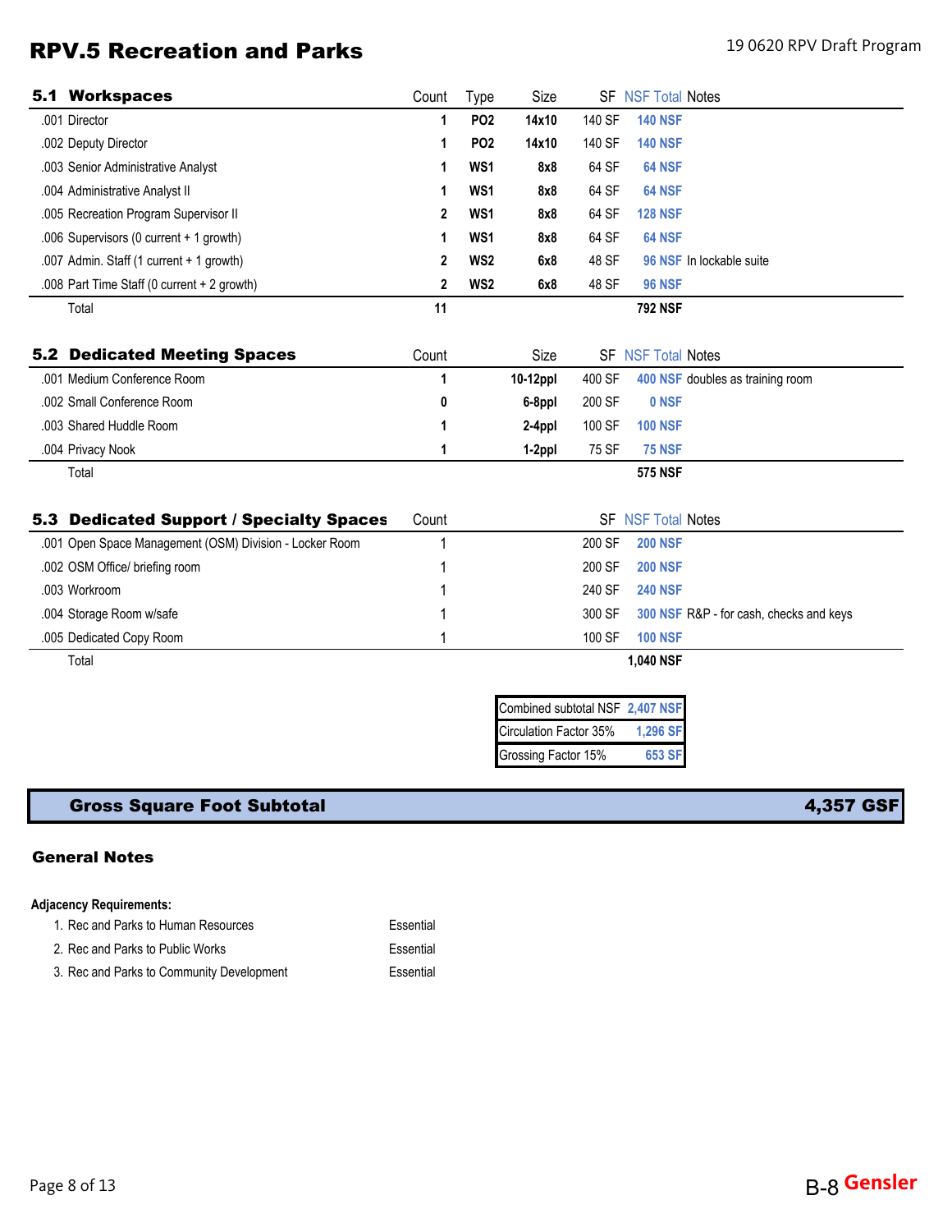# RPV.5 Recreation and Parks

## 5.1 Workspaces

| | Count | Type | Size | SF | NSF Total | Notes |
|---|---|---|---|---|---|---|
| .001 Director | 1 | PO2 | 14x10 | 140 SF | 140 NSF | |
| .002 Deputy Director | 1 | PO2 | 14x10 | 140 SF | 140 NSF | |
| .003 Senior Administrative Analyst | 1 | WS1 | 8x8 | 64 SF | 64 NSF | |
| .004 Administrative Analyst II | 1 | WS1 | 8x8 | 64 SF | 64 NSF | |
| .005 Recreation Program Supervisor II | 2 | WS1 | 8x8 | 64 SF | 128 NSF | |
| .006 Supervisors (0 current + 1 growth) | 1 | WS1 | 8x8 | 64 SF | 64 NSF | |
| .007 Admin. Staff (1 current + 1 growth) | 2 | WS2 | 6x8 | 48 SF | 96 NSF | In lockable suite |
| .008 Part Time Staff (0 current + 2 growth) | 2 | WS2 | 6x8 | 48 SF | 96 NSF | |
| Total | 11 | | | | 792 NSF | |

## 5.2 Dedicated Meeting Spaces

| | Count | Size | SF | NSF Total | Notes |
|---|---|---|---|---|---|
| .001 Medium Conference Room | 1 | 10-12ppl | 400 SF | 400 NSF | doubles as training room |
| .002 Small Conference Room | 0 | 6-8ppl | 200 SF | 0 NSF | |
| .003 Shared Huddle Room | 1 | 2-4ppl | 100 SF | 100 NSF | |
| .004 Privacy Nook | 1 | 1-2ppl | 75 SF | 75 NSF | |
| Total | | | | 575 NSF | |

## 5.3 Dedicated Support / Specialty Spaces

| | Count | SF | NSF Total | Notes |
|---|---|---|---|---|
| .001 Open Space Management (OSM) Division - Locker Room | 1 | 200 SF | 200 NSF | |
| .002 OSM Office/ briefing room | 1 | 200 SF | 200 NSF | |
| .003 Workroom | 1 | 240 SF | 240 NSF | |
| .004 Storage Room w/safe | 1 | 300 SF | 300 NSF | R&P - for cash, checks and keys |
| .005 Dedicated Copy Room | 1 | 100 SF | 100 NSF | |
| Total | | | 1,040 NSF | |

| | |
|---|---|
| Combined subtotal NSF | 2,407 NSF |
| Circulation Factor 35% | 1,296 SF |
| Grossing Factor 15% | 653 SF |

| Gross Square Foot Subtotal | 4,357 GSF |
|---|---|

## General Notes

**Adjacency Requirements:**

1. Rec and Parks to Human Resources — Essential
2. Rec and Parks to Public Works — Essential
3. Rec and Parks to Community Development — Essential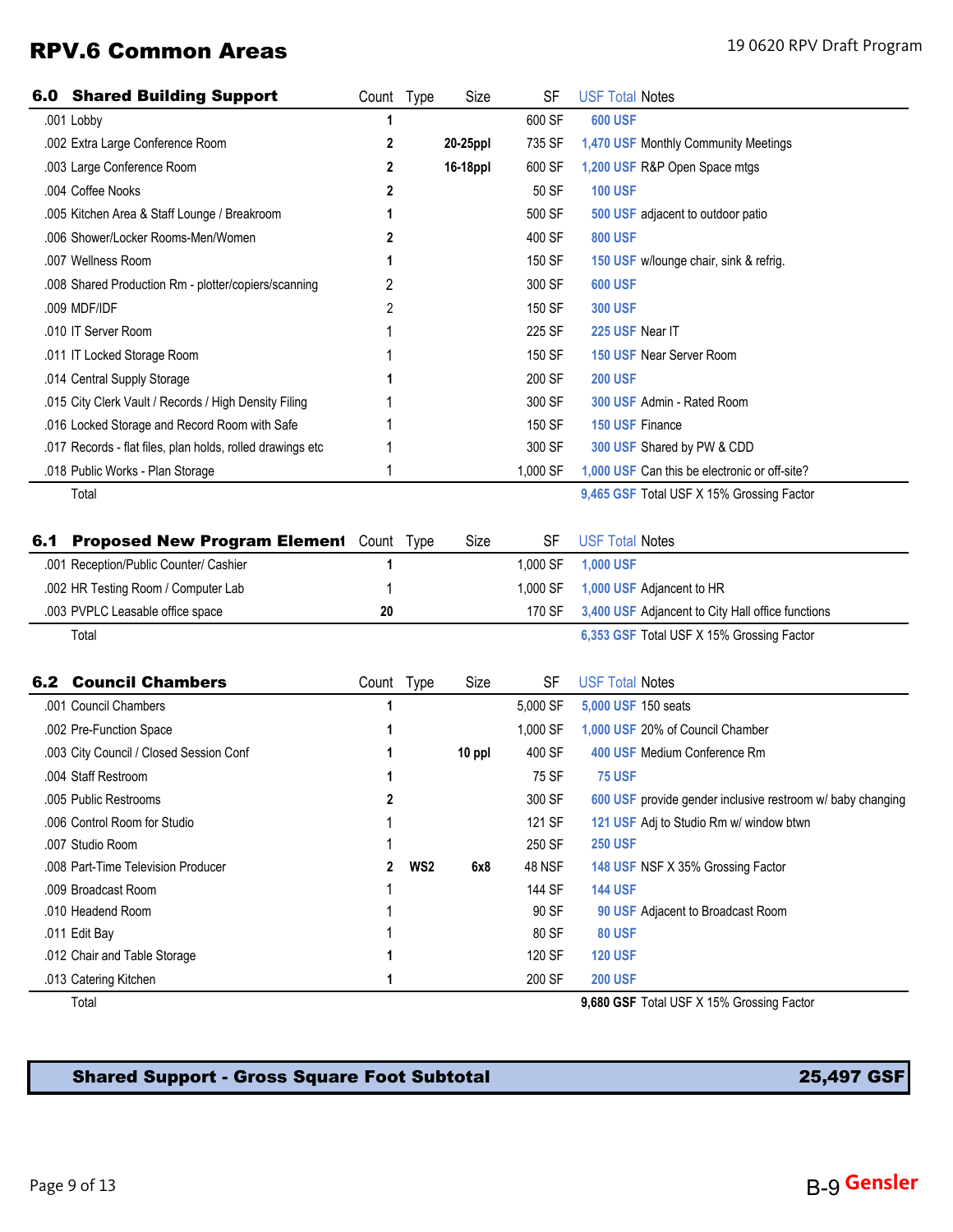# RPV.6 Common Areas

| 6.0 Shared Building Support | Count | Type | Size | SF | USF Total | Notes |
|---|---|---|---|---|---|---|
| .001 Lobby | 1 | | | 600 SF | 600 USF | |
| .002 Extra Large Conference Room | 2 | | 20-25ppl | 735 SF | 1,470 USF | Monthly Community Meetings |
| .003 Large Conference Room | 2 | | 16-18ppl | 600 SF | 1,200 USF | R&P Open Space mtgs |
| .004 Coffee Nooks | 2 | | | 50 SF | 100 USF | |
| .005 Kitchen Area & Staff Lounge / Breakroom | 1 | | | 500 SF | 500 USF | adjacent to outdoor patio |
| .006 Shower/Locker Rooms-Men/Women | 2 | | | 400 SF | 800 USF | |
| .007 Wellness Room | 1 | | | 150 SF | 150 USF | w/lounge chair, sink & refrig. |
| .008 Shared Production Rm - plotter/copiers/scanning | 2 | | | 300 SF | 600 USF | |
| .009 MDF/IDF | 2 | | | 150 SF | 300 USF | |
| .010 IT Server Room | 1 | | | 225 SF | 225 USF | Near IT |
| .011 IT Locked Storage Room | 1 | | | 150 SF | 150 USF | Near Server Room |
| .014 Central Supply Storage | 1 | | | 200 SF | 200 USF | |
| .015 City Clerk Vault / Records / High Density Filing | 1 | | | 300 SF | 300 USF | Admin - Rated Room |
| .016 Locked Storage and Record Room with Safe | 1 | | | 150 SF | 150 USF | Finance |
| .017 Records - flat files, plan holds, rolled drawings etc | 1 | | | 300 SF | 300 USF | Shared by PW & CDD |
| .018 Public Works - Plan Storage | 1 | | | 1,000 SF | 1,000 USF | Can this be electronic or off-site? |
| Total | | | | | 9,465 GSF | Total USF X 15% Grossing Factor |

| 6.1 Proposed New Program Element | Count | Type | Size | SF | USF Total | Notes |
|---|---|---|---|---|---|---|
| .001 Reception/Public Counter/ Cashier | 1 | | | 1,000 SF | 1,000 USF | |
| .002 HR Testing Room / Computer Lab | 1 | | | 1,000 SF | 1,000 USF | Adjancent to HR |
| .003 PVPLC Leasable office space | 20 | | | 170 SF | 3,400 USF | Adjacent to City Hall office functions |
| Total | | | | | 6,353 GSF | Total USF X 15% Grossing Factor |

| 6.2 Council Chambers | Count | Type | Size | SF | USF Total | Notes |
|---|---|---|---|---|---|---|
| .001 Council Chambers | 1 | | | 5,000 SF | 5,000 USF | 150 seats |
| .002 Pre-Function Space | 1 | | | 1,000 SF | 1,000 USF | 20% of Council Chamber |
| .003 City Council / Closed Session Conf | 1 | | 10 ppl | 400 SF | 400 USF | Medium Conference Rm |
| .004 Staff Restroom | 1 | | | 75 SF | 75 USF | |
| .005 Public Restrooms | 2 | | | 300 SF | 600 USF | provide gender inclusive restroom w/ baby changing |
| .006 Control Room for Studio | 1 | | | 121 SF | 121 USF | Adj to Studio Rm w/ window btwn |
| .007 Studio Room | 1 | | | 250 SF | 250 USF | |
| .008 Part-Time Television Producer | 2 | WS2 | 6x8 | 48 NSF | 148 USF | NSF X 35% Grossing Factor |
| .009 Broadcast Room | 1 | | | 144 SF | 144 USF | |
| .010 Headend Room | 1 | | | 90 SF | 90 USF | Adjacent to Broadcast Room |
| .011 Edit Bay | 1 | | | 80 SF | 80 USF | |
| .012 Chair and Table Storage | 1 | | | 120 SF | 120 USF | |
| .013 Catering Kitchen | 1 | | | 200 SF | 200 USF | |
| Total | | | | | 9,680 GSF | Total USF X 15% Grossing Factor |

| Shared Support - Gross Square Foot Subtotal | 25,497 GSF |
|---|---|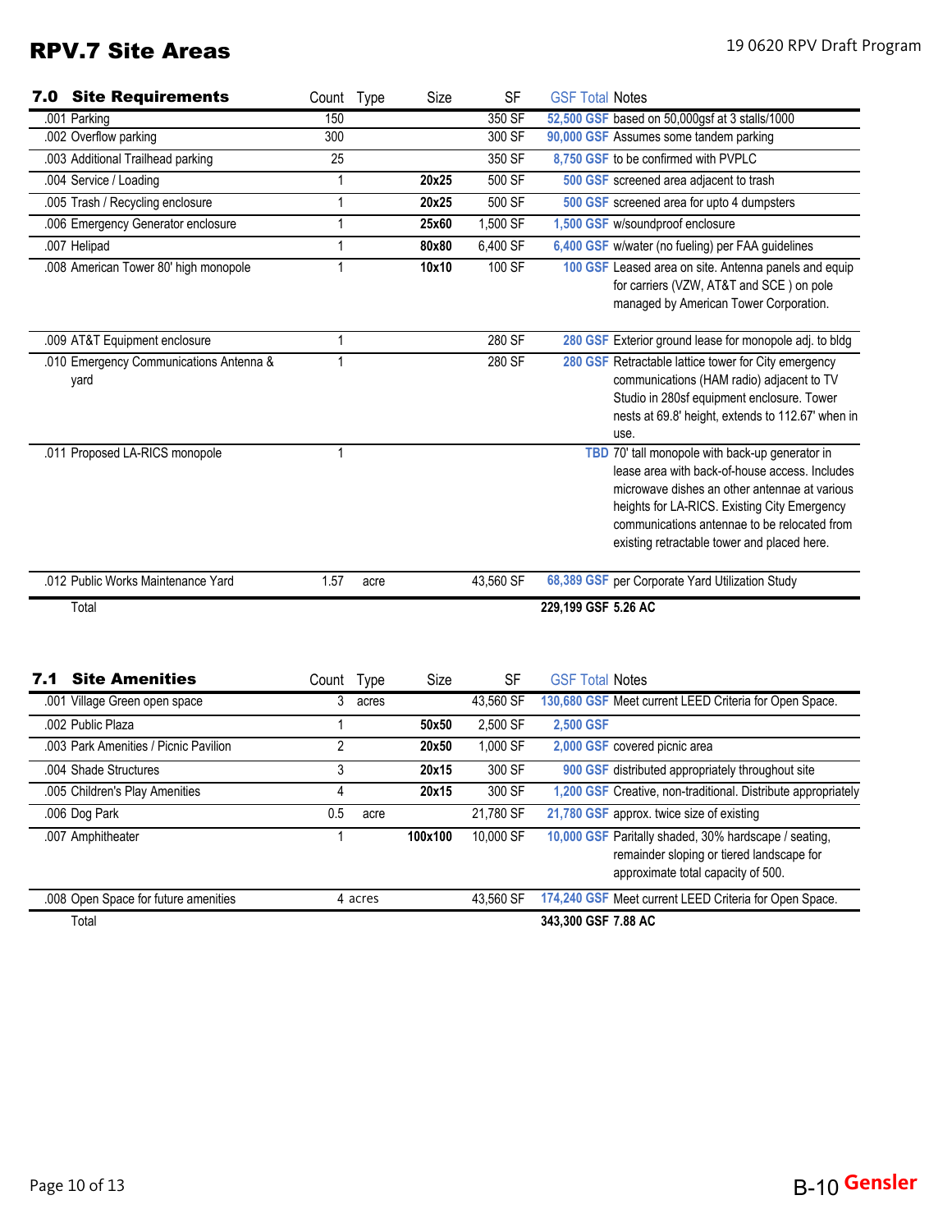# RPV.7 Site Areas

| 7.0 Site Requirements | Count | Type | Size | SF | GSF Total | Notes |
|---|---|---|---|---|---|---|
| .001 Parking | 150 | | | 350 SF | 52,500 GSF | based on 50,000gsf at 3 stalls/1000 |
| .002 Overflow parking | 300 | | | 300 SF | 90,000 GSF | Assumes some tandem parking |
| .003 Additional Trailhead parking | 25 | | | 350 SF | 8,750 GSF | to be confirmed with PVPLC |
| .004 Service / Loading | 1 | | 20x25 | 500 SF | 500 GSF | screened area adjacent to trash |
| .005 Trash / Recycling enclosure | 1 | | 20x25 | 500 SF | 500 GSF | screened area for upto 4 dumpsters |
| .006 Emergency Generator enclosure | 1 | | 25x60 | 1,500 SF | 1,500 GSF | w/soundproof enclosure |
| .007 Helipad | 1 | | 80x80 | 6,400 SF | 6,400 GSF | w/water (no fueling) per FAA guidelines |
| .008 American Tower 80' high monopole | 1 | | 10x10 | 100 SF | 100 GSF | Leased area on site. Antenna panels and equip for carriers (VZW, AT&T and SCE ) on pole managed by American Tower Corporation. |
| .009 AT&T Equipment enclosure | 1 | | | 280 SF | 280 GSF | Exterior ground lease for monopole adj. to bldg |
| .010 Emergency Communications Antenna & yard | 1 | | | 280 SF | 280 GSF | Retractable lattice tower for City emergency communications (HAM radio) adjacent to TV Studio in 280sf equipment enclosure. Tower nests at 69.8' height, extends to 112.67' when in use. |
| .011 Proposed LA-RICS monopole | 1 | | | | TBD | 70' tall monopole with back-up generator in lease area with back-of-house access. Includes microwave dishes an other antennae at various heights for LA-RICS. Existing City Emergency communications antennae to be relocated from existing retractable tower and placed here. |
| .012 Public Works Maintenance Yard | 1.57 | acre | | 43,560 SF | 68,389 GSF | per Corporate Yard Utilization Study |
| Total | | | | | 229,199 GSF | 5.26 AC |

| 7.1 Site Amenities | Count | Type | Size | SF | GSF Total | Notes |
|---|---|---|---|---|---|---|
| .001 Village Green open space | 3 | acres | | 43,560 SF | 130,680 GSF | Meet current LEED Criteria for Open Space. |
| .002 Public Plaza | 1 | | 50x50 | 2,500 SF | 2,500 GSF | |
| .003 Park Amenities / Picnic Pavilion | 2 | | 20x50 | 1,000 SF | 2,000 GSF | covered picnic area |
| .004 Shade Structures | 3 | | 20x15 | 300 SF | 900 GSF | distributed appropriately throughout site |
| .005 Children's Play Amenities | 4 | | 20x15 | 300 SF | 1,200 GSF | Creative, non-traditional. Distribute appropriately |
| .006 Dog Park | 0.5 | acre | | 21,780 SF | 21,780 GSF | approx. twice size of existing |
| .007 Amphitheater | 1 | | 100x100 | 10,000 SF | 10,000 GSF | Paritally shaded, 30% hardscape / seating, remainder sloping or tiered landscape for approximate total capacity of 500. |
| .008 Open Space for future amenities | 4 | acres | | 43,560 SF | 174,240 GSF | Meet current LEED Criteria for Open Space. |
| Total | | | | | 343,300 GSF | 7.88 AC |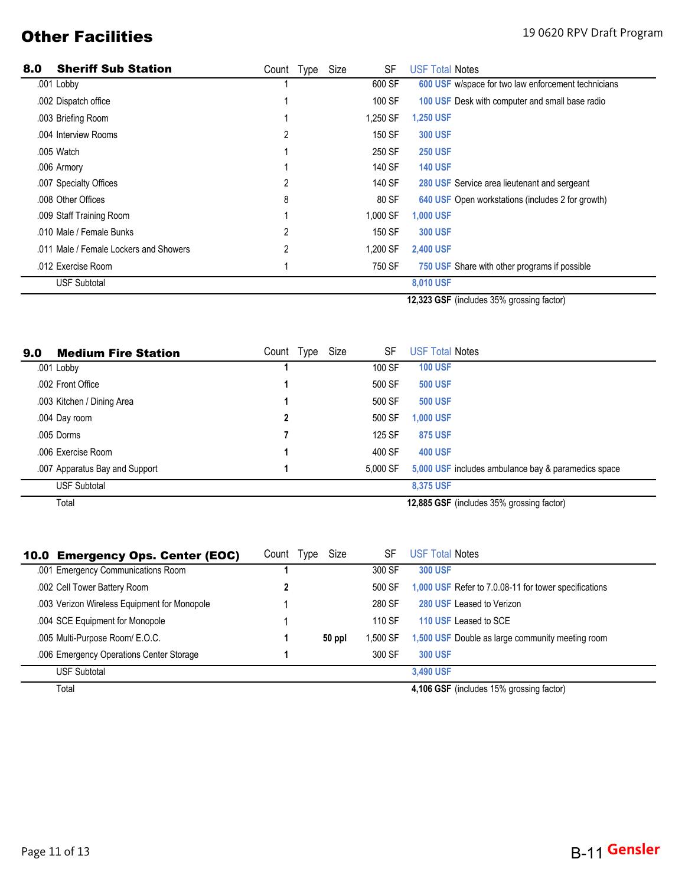# Other Facilities

| 8.0 Sheriff Sub Station | Count | Type | Size | SF | USF Total | Notes |
|---|---|---|---|---|---|---|
| .001 Lobby | 1 | | | 600 SF | 600 USF | w/space for two law enforcement technicians |
| .002 Dispatch office | 1 | | | 100 SF | 100 USF | Desk with computer and small base radio |
| .003 Briefing Room | 1 | | | 1,250 SF | 1,250 USF | |
| .004 Interview Rooms | 2 | | | 150 SF | 300 USF | |
| .005 Watch | 1 | | | 250 SF | 250 USF | |
| .006 Armory | 1 | | | 140 SF | 140 USF | |
| .007 Specialty Offices | 2 | | | 140 SF | 280 USF | Service area lieutenant and sergeant |
| .008 Other Offices | 8 | | | 80 SF | 640 USF | Open workstations (includes 2 for growth) |
| .009 Staff Training Room | 1 | | | 1,000 SF | 1,000 USF | |
| .010 Male / Female Bunks | 2 | | | 150 SF | 300 USF | |
| .011 Male / Female Lockers and Showers | 2 | | | 1,200 SF | 2,400 USF | |
| .012 Exercise Room | 1 | | | 750 SF | 750 USF | Share with other programs if possible |
| USF Subtotal | | | | | 8,010 USF | |
| | | | | | 12,323 GSF | (includes 35% grossing factor) |

| 9.0 Medium Fire Station | Count | Type | Size | SF | USF Total | Notes |
|---|---|---|---|---|---|---|
| .001 Lobby | 1 | | | 100 SF | 100 USF | |
| .002 Front Office | 1 | | | 500 SF | 500 USF | |
| .003 Kitchen / Dining Area | 1 | | | 500 SF | 500 USF | |
| .004 Day room | 2 | | | 500 SF | 1,000 USF | |
| .005 Dorms | 7 | | | 125 SF | 875 USF | |
| .006 Exercise Room | 1 | | | 400 SF | 400 USF | |
| .007 Apparatus Bay and Support | 1 | | | 5,000 SF | 5,000 USF | includes ambulance bay & paramedics space |
| USF Subtotal | | | | | 8,375 USF | |
| Total | | | | | 12,885 GSF | (includes 35% grossing factor) |

| 10.0 Emergency Ops. Center (EOC) | Count | Type | Size | SF | USF Total | Notes |
|---|---|---|---|---|---|---|
| .001 Emergency Communications Room | 1 | | | 300 SF | 300 USF | |
| .002 Cell Tower Battery Room | 2 | | | 500 SF | 1,000 USF | Refer to 7.0.08-11 for tower specifications |
| .003 Verizon Wireless Equipment for Monopole | 1 | | | 280 SF | 280 USF | Leased to Verizon |
| .004 SCE Equipment for Monopole | 1 | | | 110 SF | 110 USF | Leased to SCE |
| .005 Multi-Purpose Room/ E.O.C. | 1 | | 50 ppl | 1,500 SF | 1,500 USF | Double as large community meeting room |
| .006 Emergency Operations Center Storage | 1 | | | 300 SF | 300 USF | |
| USF Subtotal | | | | | 3,490 USF | |
| Total | | | | | 4,106 GSF | (includes 15% grossing factor) |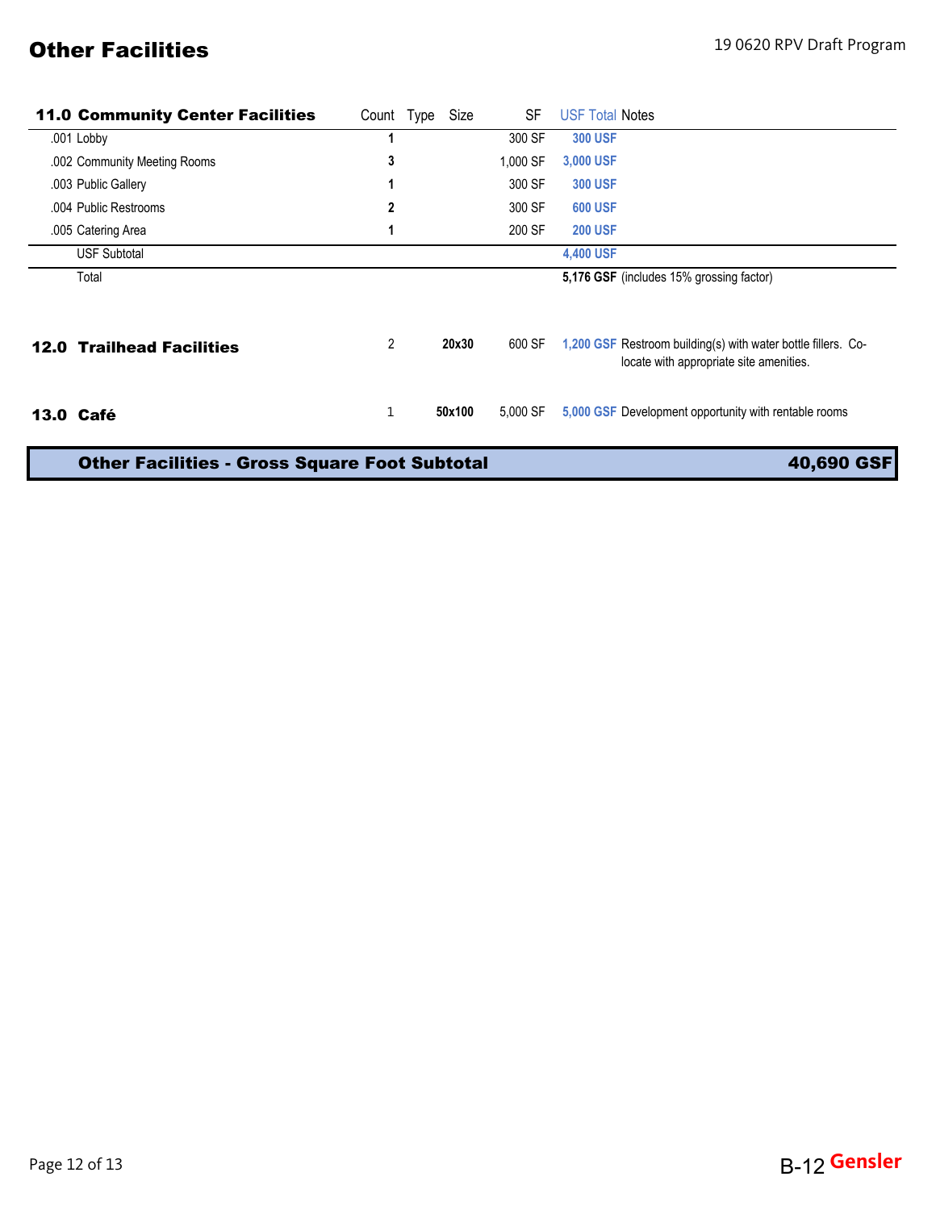# Other Facilities

| 11.0 Community Center Facilities | Count | Type | Size | SF | USF Total | Notes |
|---|---|---|---|---|---|---|
| .001 Lobby | 1 | | | 300 SF | 300 USF | |
| .002 Community Meeting Rooms | 3 | | | 1,000 SF | 3,000 USF | |
| .003 Public Gallery | 1 | | | 300 SF | 300 USF | |
| .004 Public Restrooms | 2 | | | 300 SF | 600 USF | |
| .005 Catering Area | 1 | | | 200 SF | 200 USF | |
| USF Subtotal | | | | | 4,400 USF | |
| Total | | | | | 5,176 GSF | (includes 15% grossing factor) |
| **12.0 Trailhead Facilities** | 2 | | 20x30 | 600 SF | 1,200 GSF | Restroom building(s) with water bottle fillers. Co-locate with appropriate site amenities. |
| **13.0 Café** | 1 | | 50x100 | 5,000 SF | 5,000 GSF | Development opportunity with rentable rooms |

| Other Facilities - Gross Square Foot Subtotal | 40,690 GSF |
|---|---|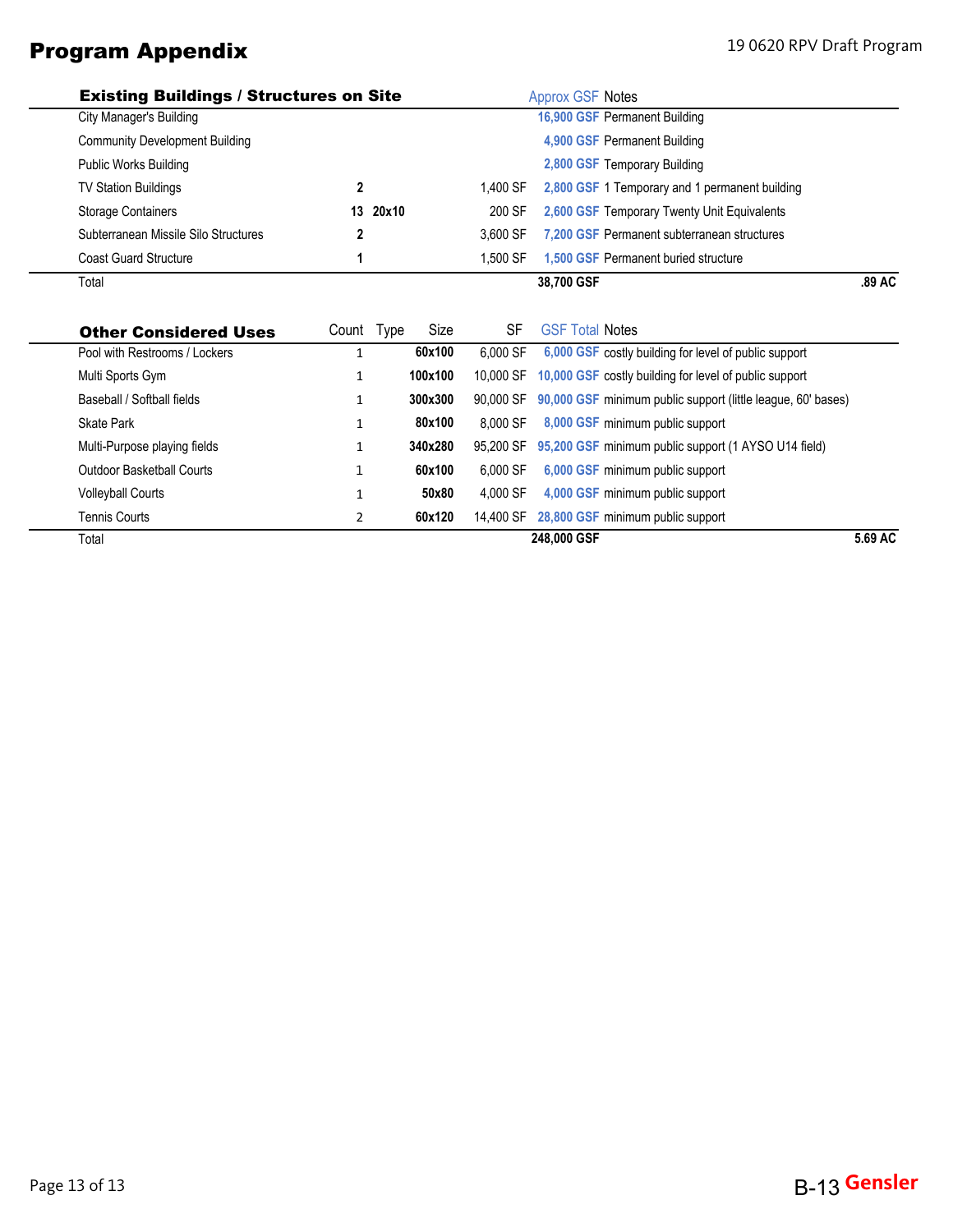# Program Appendix

| Existing Buildings / Structures on Site | | | | Approx GSF | Notes |
|---|---|---|---|---|---|
| City Manager's Building | | | | 16,900 GSF | Permanent Building |
| Community Development Building | | | | 4,900 GSF | Permanent Building |
| Public Works Building | | | | 2,800 GSF | Temporary Building |
| TV Station Buildings | 2 | | 1,400 SF | 2,800 GSF | 1 Temporary and 1 permanent building |
| Storage Containers | 13 | 20x10 | 200 SF | 2,600 GSF | Temporary Twenty Unit Equivalents |
| Subterranean Missile Silo Structures | 2 | | 3,600 SF | 7,200 GSF | Permanent subterranean structures |
| Coast Guard Structure | 1 | | 1,500 SF | 1,500 GSF | Permanent buried structure |
| Total | | | | 38,700 GSF | .89 AC |

| Other Considered Uses | Count | Type | Size | SF | GSF Total | Notes |
|---|---|---|---|---|---|---|
| Pool with Restrooms / Lockers | 1 | | 60x100 | 6,000 SF | 6,000 GSF | costly building for level of public support |
| Multi Sports Gym | 1 | | 100x100 | 10,000 SF | 10,000 GSF | costly building for level of public support |
| Baseball / Softball fields | 1 | | 300x300 | 90,000 SF | 90,000 GSF | minimum public support (little league, 60' bases) |
| Skate Park | 1 | | 80x100 | 8,000 SF | 8,000 GSF | minimum public support |
| Multi-Purpose playing fields | 1 | | 340x280 | 95,200 SF | 95,200 GSF | minimum public support (1 AYSO U14 field) |
| Outdoor Basketball Courts | 1 | | 60x100 | 6,000 SF | 6,000 GSF | minimum public support |
| Volleyball Courts | 1 | | 50x80 | 4,000 SF | 4,000 GSF | minimum public support |
| Tennis Courts | 2 | | 60x120 | 14,400 SF | 28,800 GSF | minimum public support |
| Total | | | | | 248,000 GSF | 5.69 AC |